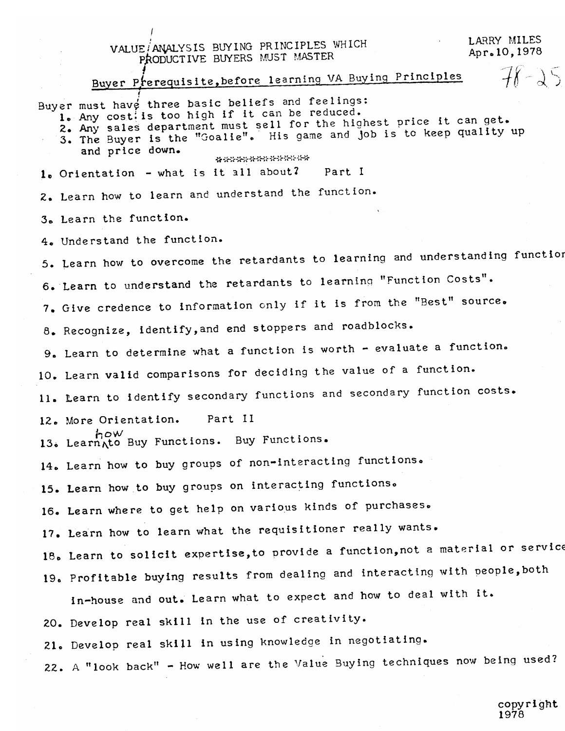# VALUE ANALYSIS BUYING PRINCIPLES WHICH PRODUCTIVE BUYERS MUST MASTER

LARRY MILES
Apr. 10, 1978

78-25

## Buyer Prerequisite, before learning VA Buying Principles

Buyer must have three basic beliefs and feelings:

1. Any cost is too high if it can be reduced.
2. Any sales department must sell for the highest price it can get.
3. The Buyer is the "Goalie". His game and job is to keep quality up and price down.

\*\*\*\*\*\*\*\*\*\*\*\*\*\*\*

1. Orientation - what is it all about? Part I
2. Learn how to learn and understand the function.
3. Learn the function.
4. Understand the function.
5. Learn how to overcome the retardants to learning and understanding function
6. Learn to understand the retardants to learning "Function Costs".
7. Give credence to information only if it is from the "Best" source.
8. Recognize, identify, and end stoppers and roadblocks.
9. Learn to determine what a function is worth - evaluate a function.
10. Learn valid comparisons for deciding the value of a function.
11. Learn to identify secondary functions and secondary function costs.
12. More Orientation. Part II
13. Learn how to Buy Functions. Buy Functions.
14. Learn how to buy groups of non-interacting functions.
15. Learn how to buy groups on interacting functions.
16. Learn where to get help on various kinds of purchases.
17. Learn how to learn what the requisitioner really wants.
18. Learn to solicit expertise, to provide a function, not a material or service
19. Profitable buying results from dealing and interacting with people, both in-house and out. Learn what to expect and how to deal with it.
20. Develop real skill in the use of creativity.
21. Develop real skill in using knowledge in negotiating.
22. A "look back" - How well are the Value Buying techniques now being used?

copyright
1978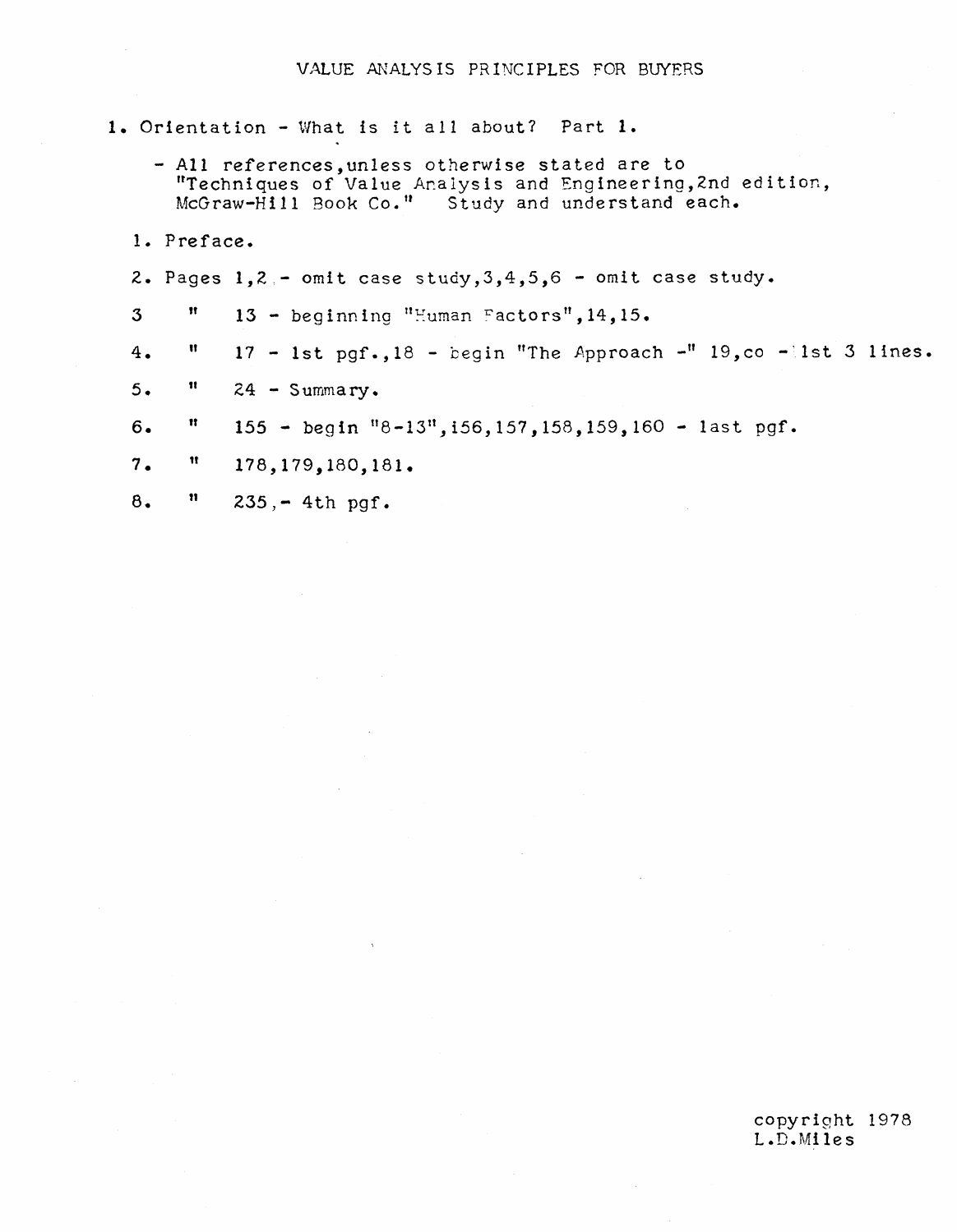# VALUE ANALYSIS PRINCIPLES FOR BUYERS

1. Orientation - What is it all about? Part 1.

   - All references, unless otherwise stated are to "Techniques of Value Analysis and Engineering, 2nd edition, McGraw-Hill Book Co." Study and understand each.

1. Preface.
2. Pages 1,2 - omit case study,3,4,5,6 - omit case study.
3. " 13 - beginning "Human Factors",14,15.
4. " 17 - 1st pgf.,18 - begin "The Approach -" 19,co - 1st 3 lines.
5. " 24 - Summary.
6. " 155 - begin "8-13",156,157,158,159,160 - last pgf.
7. " 178,179,180,181.
8. " 235,- 4th pgf.

copyright 1978
L.D.Miles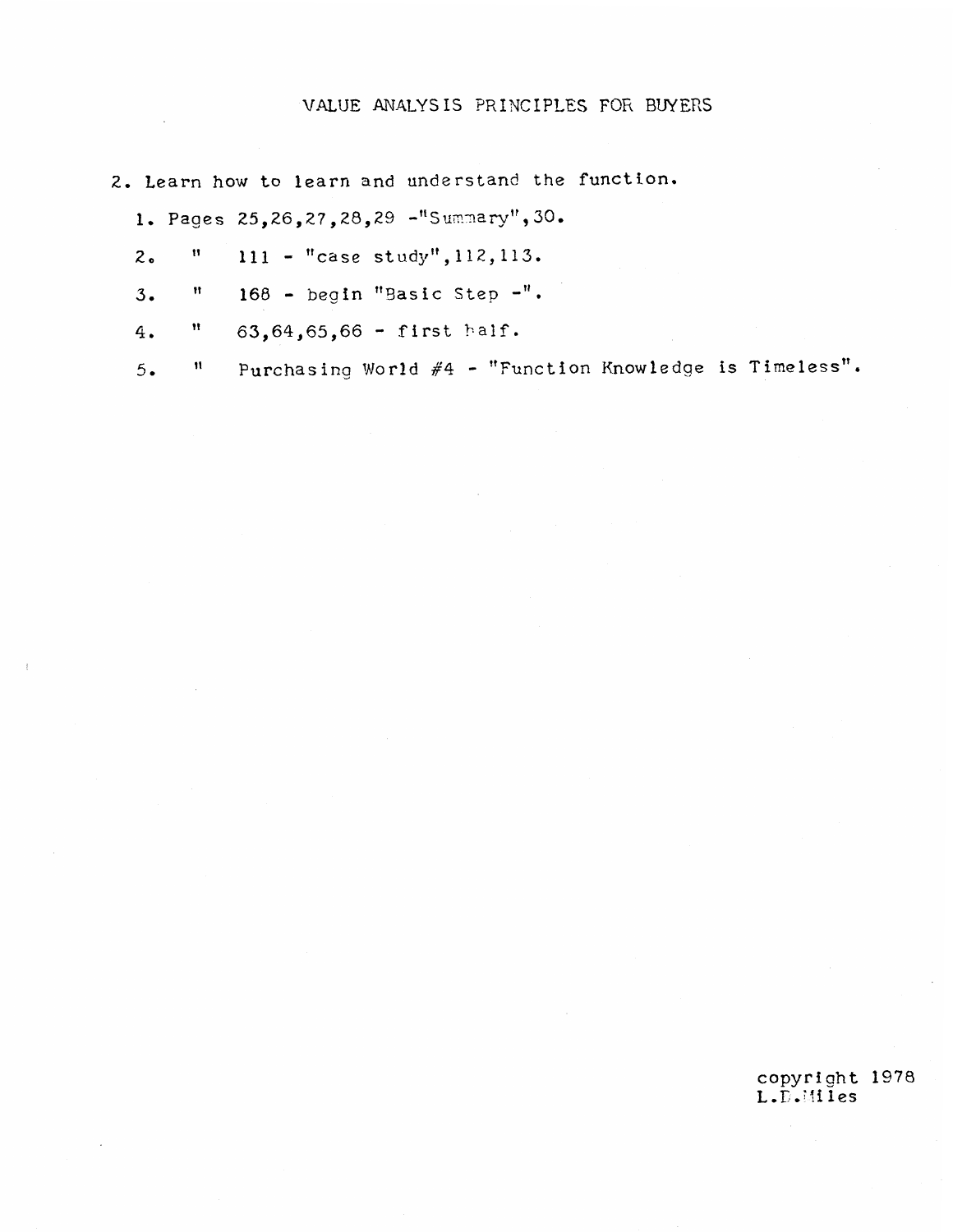# VALUE ANALYSIS PRINCIPLES FOR BUYERS

2. Learn how to learn and understand the function.

   1. Pages 25,26,27,28,29 -"Summary",30.
   2. " 111 - "case study",112,113.
   3. " 168 - begin "Basic Step -".
   4. " 63,64,65,66 - first half.
   5. " Purchasing World #4 - "Function Knowledge is Timeless".

copyright 1978
L.D.Miles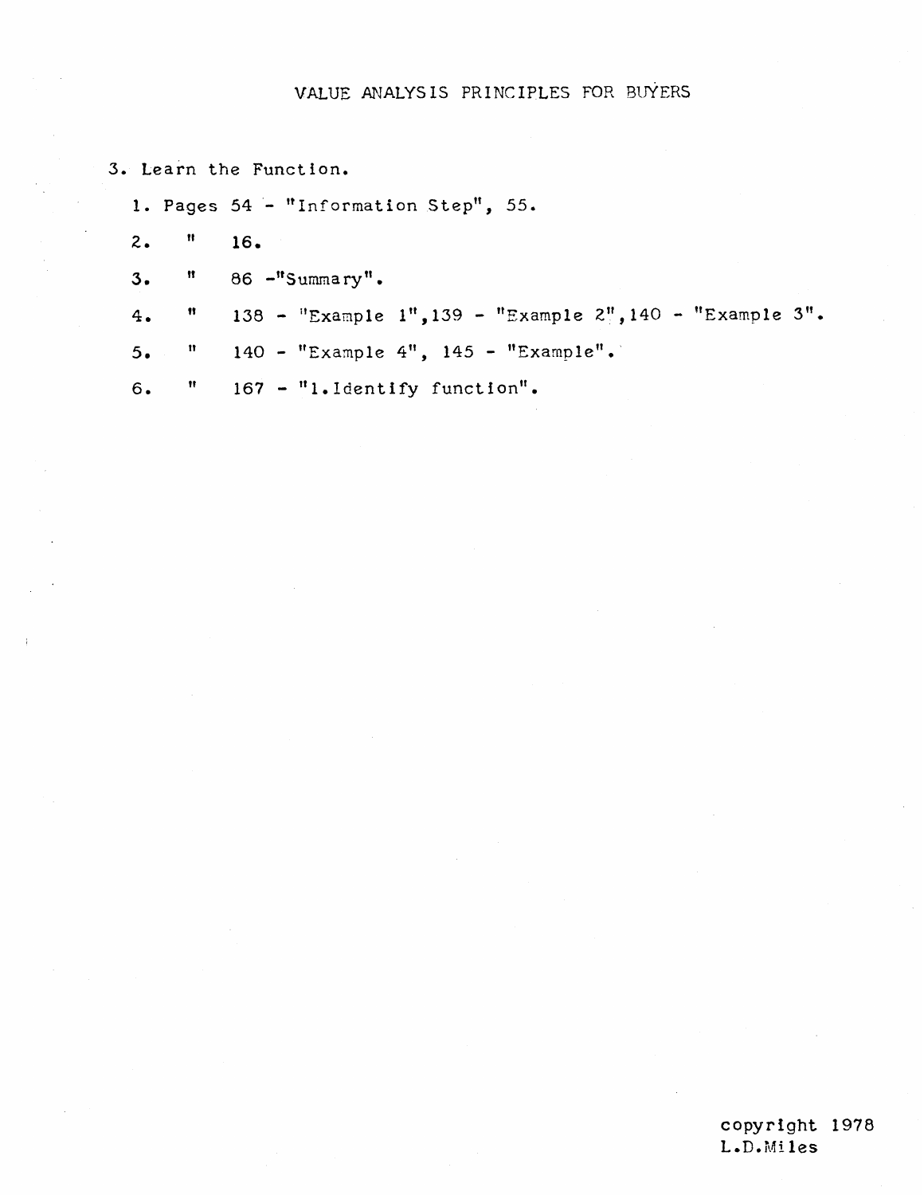# VALUE ANALYSIS PRINCIPLES FOR BUYERS

3. Learn the Function.

   1. Pages 54 - "Information Step", 55.
   2. " 16.
   3. " 86 -"Summary".
   4. " 138 - "Example 1",139 - "Example 2",140 - "Example 3".
   5. " 140 - "Example 4", 145 - "Example".
   6. " 167 - "1.Identify function".

copyright 1978
L.D.Miles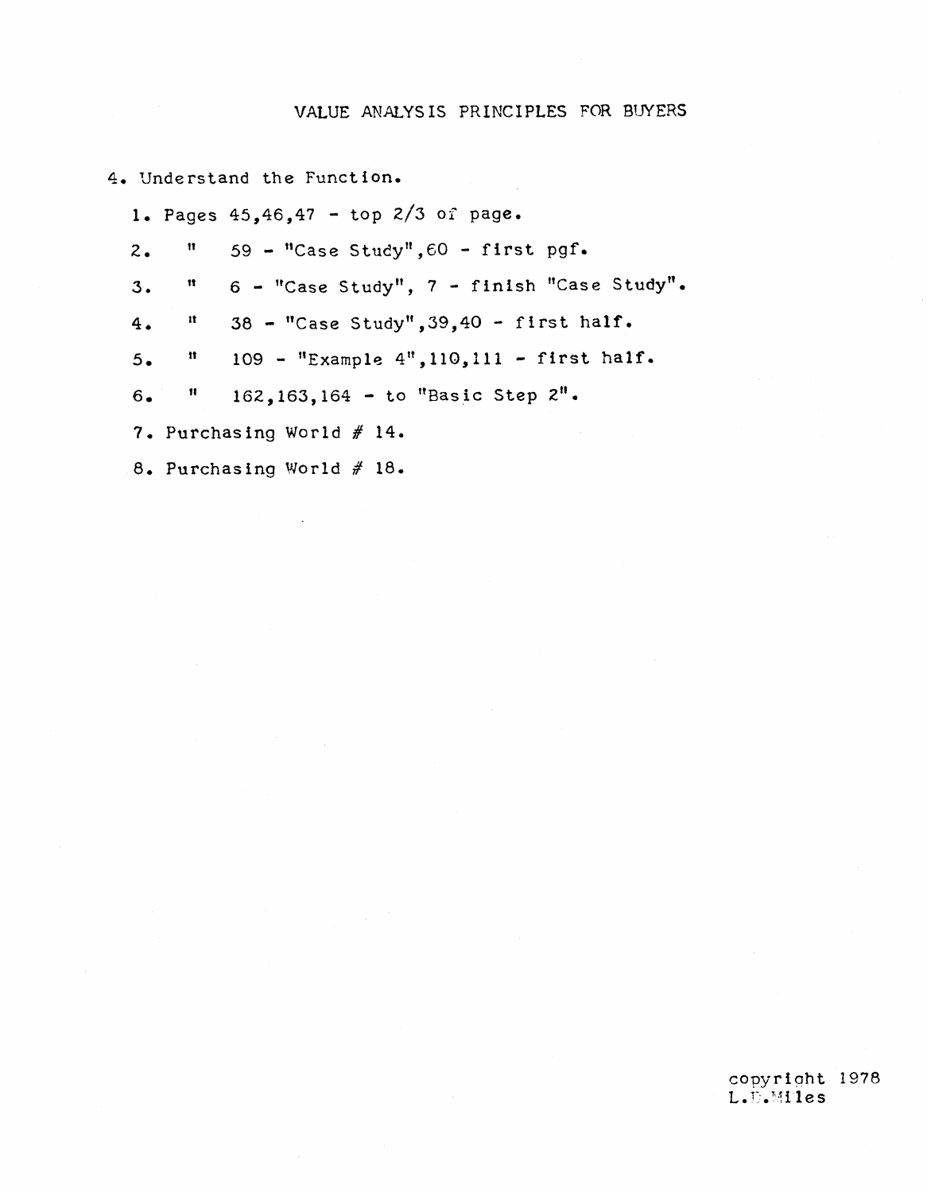# VALUE ANALYSIS PRINCIPLES FOR BUYERS

4. Understand the Function.

   1. Pages 45,46,47 - top 2/3 of page.
   2. " 59 - "Case Study",60 - first pgf.
   3. " 6 - "Case Study", 7 - finish "Case Study".
   4. " 38 - "Case Study",39,40 - first half.
   5. " 109 - "Example 4",110,111 - first half.
   6. " 162,163,164 - to "Basic Step 2".
   7. Purchasing World # 14.
   8. Purchasing World # 18.

copyright 1978
L.D.Miles